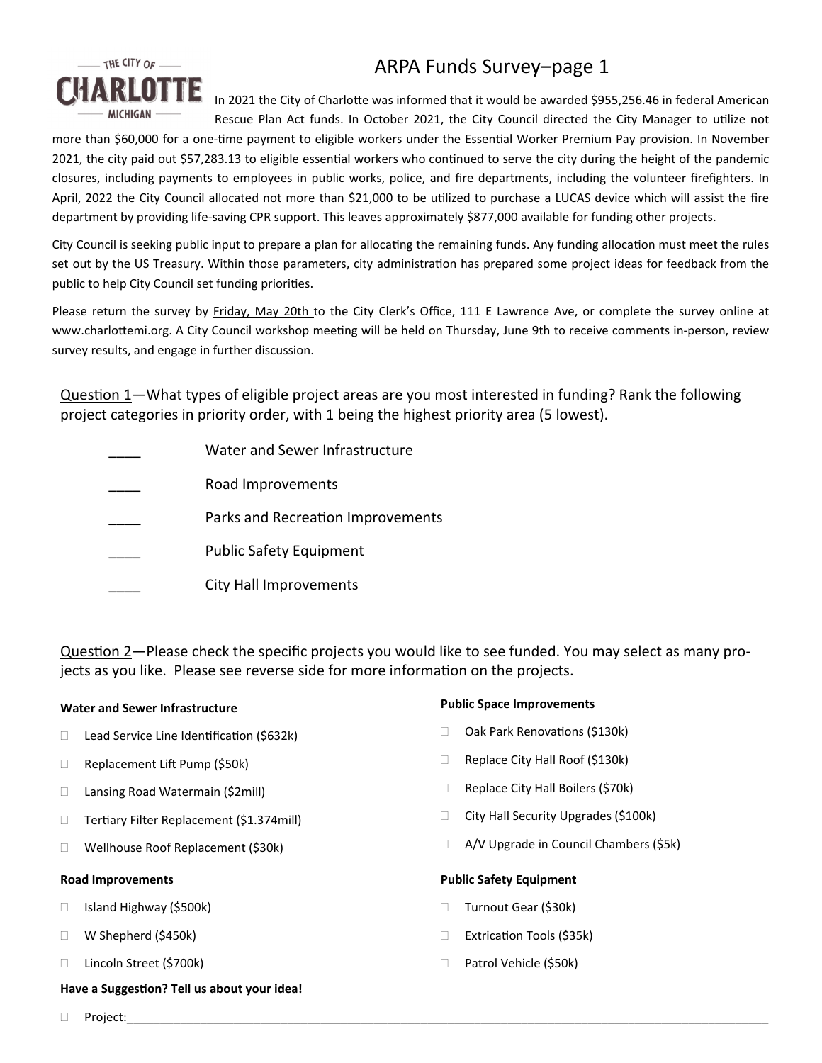THE CITY OF **CHARLOTTE** MICHIGAN

# ARPA Funds Survey–page 1

In 2021 the City of Charlotte was informed that it would be awarded $955,256.46 in federal American Rescue Plan Act funds. In October 2021, the City Council directed the City Manager to utilize not more than $60,000 for a one-time payment to eligible workers under the Essential Worker Premium Pay provision. In November 2021, the city paid out $57,283.13 to eligible essential workers who continued to serve the city during the height of the pandemic closures, including payments to employees in public works, police, and fire departments, including the volunteer firefighters. In April, 2022 the City Council allocated not more than $21,000 to be utilized to purchase a LUCAS device which will assist the fire department by providing life-saving CPR support. This leaves approximately $877,000 available for funding other projects.

City Council is seeking public input to prepare a plan for allocating the remaining funds. Any funding allocation must meet the rules set out by the US Treasury. Within those parameters, city administration has prepared some project ideas for feedback from the public to help City Council set funding priorities.

Please return the survey by Friday, May 20th to the City Clerk's Office, 111 E Lawrence Ave, or complete the survey online at www.charlottemi.org. A City Council workshop meeting will be held on Thursday, June 9th to receive comments in-person, review survey results, and engage in further discussion.

Question 1—What types of eligible project areas are you most interested in funding? Rank the following project categories in priority order, with 1 being the highest priority area (5 lowest).

____ Water and Sewer Infrastructure

____ Road Improvements

____ Parks and Recreation Improvements

____ Public Safety Equipment

____ City Hall Improvements

Question 2—Please check the specific projects you would like to see funded. You may select as many projects as you like. Please see reverse side for more information on the projects.

**Water and Sewer Infrastructure**

- ☐ Lead Service Line Identification ($632k)
- ☐ Replacement Lift Pump ($50k)
- ☐ Lansing Road Watermain ($2mill)
- ☐ Tertiary Filter Replacement ($1.374mill)
- ☐ Wellhouse Roof Replacement ($30k)

**Road Improvements**

- ☐ Island Highway ($500k)
- ☐ W Shepherd ($450k)
- ☐ Lincoln Street ($700k)

**Public Space Improvements**

- ☐ Oak Park Renovations ($130k)
- ☐ Replace City Hall Roof ($130k)
- ☐ Replace City Hall Boilers ($70k)
- ☐ City Hall Security Upgrades ($100k)
- ☐ A/V Upgrade in Council Chambers ($5k)

**Public Safety Equipment**

- ☐ Turnout Gear ($30k)
- ☐ Extrication Tools ($35k)
- ☐ Patrol Vehicle ($50k)

**Have a Suggestion? Tell us about your idea!**

- ☐ Project:________________________________________________________________________________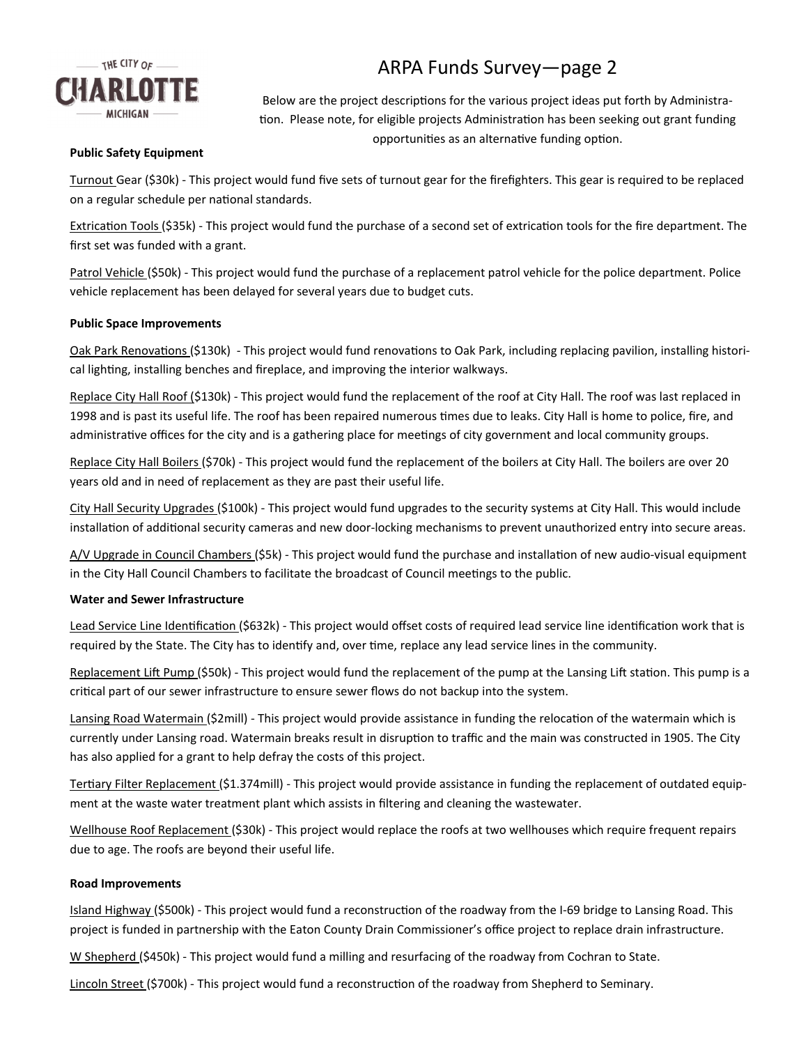# ARPA Funds Survey—page 2

THE CITY OF CHARLOTTE MICHIGAN

Below are the project descriptions for the various project ideas put forth by Administration. Please note, for eligible projects Administration has been seeking out grant funding opportunities as an alternative funding option.

**Public Safety Equipment**

Turnout Gear ($30k) - This project would fund five sets of turnout gear for the firefighters. This gear is required to be replaced on a regular schedule per national standards.

Extrication Tools ($35k) - This project would fund the purchase of a second set of extrication tools for the fire department. The first set was funded with a grant.

Patrol Vehicle ($50k) - This project would fund the purchase of a replacement patrol vehicle for the police department. Police vehicle replacement has been delayed for several years due to budget cuts.

**Public Space Improvements**

Oak Park Renovations ($130k) - This project would fund renovations to Oak Park, including replacing pavilion, installing historical lighting, installing benches and fireplace, and improving the interior walkways.

Replace City Hall Roof ($130k) - This project would fund the replacement of the roof at City Hall. The roof was last replaced in 1998 and is past its useful life. The roof has been repaired numerous times due to leaks. City Hall is home to police, fire, and administrative offices for the city and is a gathering place for meetings of city government and local community groups.

Replace City Hall Boilers ($70k) - This project would fund the replacement of the boilers at City Hall. The boilers are over 20 years old and in need of replacement as they are past their useful life.

City Hall Security Upgrades ($100k) - This project would fund upgrades to the security systems at City Hall. This would include installation of additional security cameras and new door-locking mechanisms to prevent unauthorized entry into secure areas.

A/V Upgrade in Council Chambers ($5k) - This project would fund the purchase and installation of new audio-visual equipment in the City Hall Council Chambers to facilitate the broadcast of Council meetings to the public.

**Water and Sewer Infrastructure**

Lead Service Line Identification ($632k) - This project would offset costs of required lead service line identification work that is required by the State. The City has to identify and, over time, replace any lead service lines in the community.

Replacement Lift Pump ($50k) - This project would fund the replacement of the pump at the Lansing Lift station. This pump is a critical part of our sewer infrastructure to ensure sewer flows do not backup into the system.

Lansing Road Watermain ($2mill) - This project would provide assistance in funding the relocation of the watermain which is currently under Lansing road. Watermain breaks result in disruption to traffic and the main was constructed in 1905. The City has also applied for a grant to help defray the costs of this project.

Tertiary Filter Replacement ($1.374mill) - This project would provide assistance in funding the replacement of outdated equipment at the waste water treatment plant which assists in filtering and cleaning the wastewater.

Wellhouse Roof Replacement ($30k) - This project would replace the roofs at two wellhouses which require frequent repairs due to age. The roofs are beyond their useful life.

**Road Improvements**

Island Highway ($500k) - This project would fund a reconstruction of the roadway from the I-69 bridge to Lansing Road. This project is funded in partnership with the Eaton County Drain Commissioner's office project to replace drain infrastructure.

W Shepherd ($450k) - This project would fund a milling and resurfacing of the roadway from Cochran to State.

Lincoln Street ($700k) - This project would fund a reconstruction of the roadway from Shepherd to Seminary.